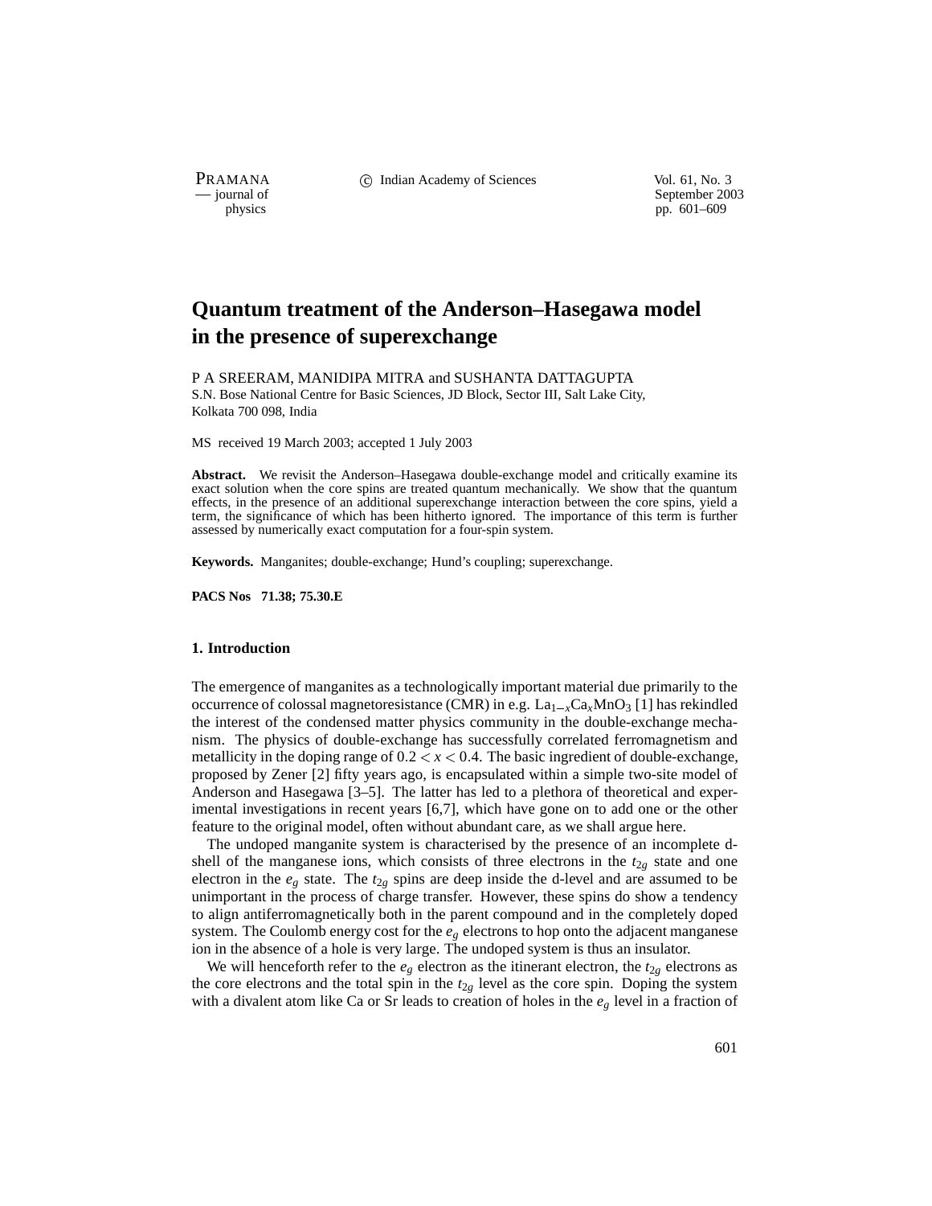# Quantum treatment of the Anderson–Hasegawa model in the presence of superexchange

P A SREERAM, MANIDIPA MITRA and SUSHANTA DATTAGUPTA

S.N. Bose National Centre for Basic Sciences, JD Block, Sector III, Salt Lake City, Kolkata 700 098, India

MS received 19 March 2003; accepted 1 July 2003

**Abstract.** We revisit the Anderson–Hasegawa double-exchange model and critically examine its exact solution when the core spins are treated quantum mechanically. We show that the quantum effects, in the presence of an additional superexchange interaction between the core spins, yield a term, the significance of which has been hitherto ignored. The importance of this term is further assessed by numerically exact computation for a four-spin system.

**Keywords.** Manganites; double-exchange; Hund's coupling; superexchange.

**PACS Nos** 71.38; 75.30.E

## 1. Introduction

The emergence of manganites as a technologically important material due primarily to the occurrence of colossal magnetoresistance (CMR) in e.g. $La_{1-x}Ca_xMnO_3$ [1] has rekindled the interest of the condensed matter physics community in the double-exchange mechanism. The physics of double-exchange has successfully correlated ferromagnetism and metallicity in the doping range of $0.2 < x < 0.4$. The basic ingredient of double-exchange, proposed by Zener [2] fifty years ago, is encapsulated within a simple two-site model of Anderson and Hasegawa [3–5]. The latter has led to a plethora of theoretical and experimental investigations in recent years [6,7], which have gone on to add one or the other feature to the original model, often without abundant care, as we shall argue here.

The undoped manganite system is characterised by the presence of an incomplete d-shell of the manganese ions, which consists of three electrons in the $t_{2g}$ state and one electron in the $e_g$ state. The $t_{2g}$ spins are deep inside the d-level and are assumed to be unimportant in the process of charge transfer. However, these spins do show a tendency to align antiferromagnetically both in the parent compound and in the completely doped system. The Coulomb energy cost for the $e_g$ electrons to hop onto the adjacent manganese ion in the absence of a hole is very large. The undoped system is thus an insulator.

We will henceforth refer to the $e_g$ electron as the itinerant electron, the $t_{2g}$ electrons as the core electrons and the total spin in the $t_{2g}$ level as the core spin. Doping the system with a divalent atom like Ca or Sr leads to creation of holes in the $e_g$ level in a fraction of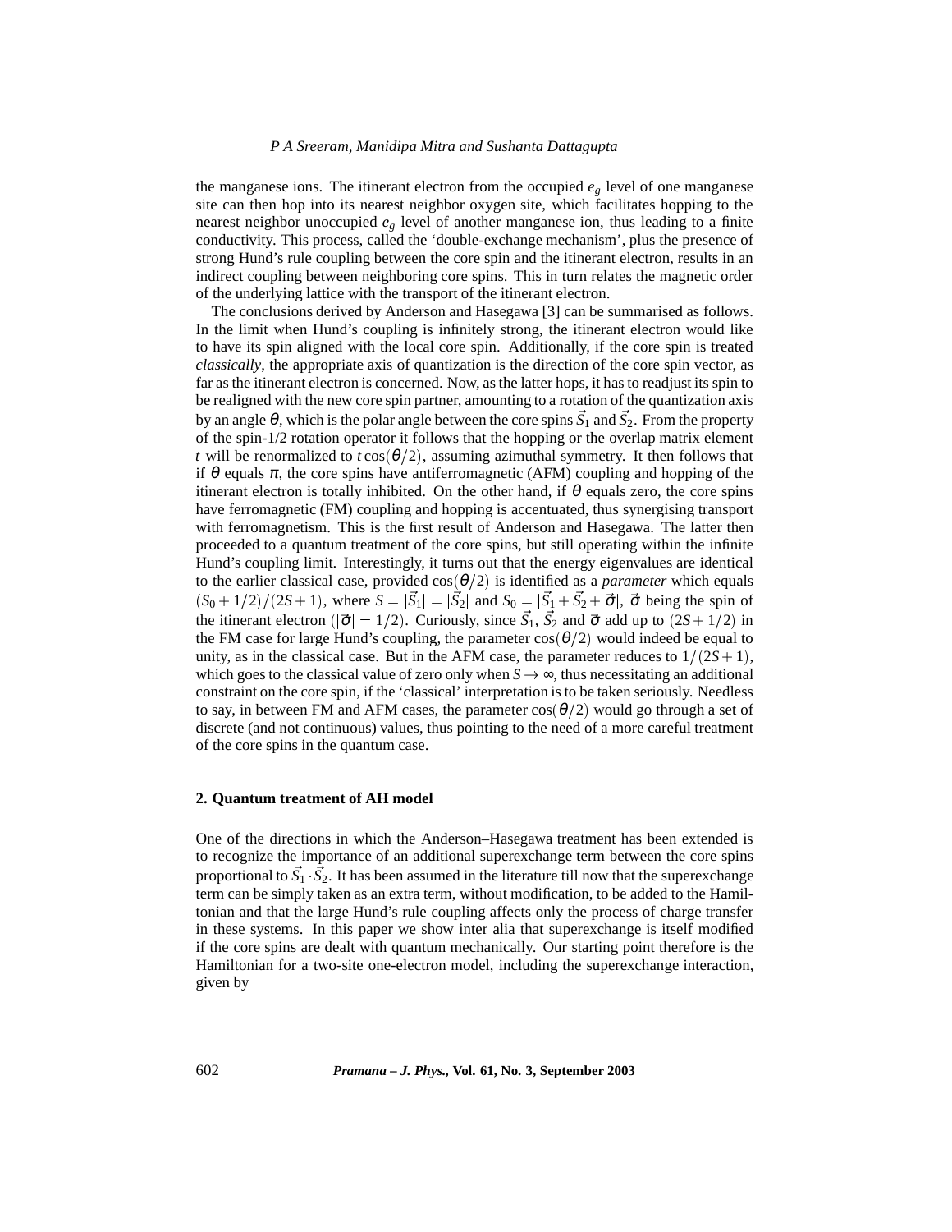the manganese ions. The itinerant electron from the occupied $e_g$ level of one manganese site can then hop into its nearest neighbor oxygen site, which facilitates hopping to the nearest neighbor unoccupied $e_g$ level of another manganese ion, thus leading to a finite conductivity. This process, called the 'double-exchange mechanism', plus the presence of strong Hund's rule coupling between the core spin and the itinerant electron, results in an indirect coupling between neighboring core spins. This in turn relates the magnetic order of the underlying lattice with the transport of the itinerant electron.

The conclusions derived by Anderson and Hasegawa [3] can be summarised as follows. In the limit when Hund's coupling is infinitely strong, the itinerant electron would like to have its spin aligned with the local core spin. Additionally, if the core spin is treated *classically*, the appropriate axis of quantization is the direction of the core spin vector, as far as the itinerant electron is concerned. Now, as the latter hops, it has to readjust its spin to be realigned with the new core spin partner, amounting to a rotation of the quantization axis by an angle $\theta$, which is the polar angle between the core spins $\vec{S}_1$ and $\vec{S}_2$. From the property of the spin-1/2 rotation operator it follows that the hopping or the overlap matrix element $t$ will be renormalized to $t\cos(\theta/2)$, assuming azimuthal symmetry. It then follows that if $\theta$ equals $\pi$, the core spins have antiferromagnetic (AFM) coupling and hopping of the itinerant electron is totally inhibited. On the other hand, if $\theta$ equals zero, the core spins have ferromagnetic (FM) coupling and hopping is accentuated, thus synergising transport with ferromagnetism. This is the first result of Anderson and Hasegawa. The latter then proceeded to a quantum treatment of the core spins, but still operating within the infinite Hund's coupling limit. Interestingly, it turns out that the energy eigenvalues are identical to the earlier classical case, provided $\cos(\theta/2)$ is identified as a *parameter* which equals $(S_0+1/2)/(2S+1)$, where $S=|\vec{S}_1|=|\vec{S}_2|$ and $S_0=|\vec{S}_1+\vec{S}_2+\vec{\sigma}|$, $\vec{\sigma}$ being the spin of the itinerant electron ($|\vec{\sigma}|=1/2$). Curiously, since $\vec{S}_1$, $\vec{S}_2$ and $\vec{\sigma}$ add up to $(2S+1/2)$ in the FM case for large Hund's coupling, the parameter $\cos(\theta/2)$ would indeed be equal to unity, as in the classical case. But in the AFM case, the parameter reduces to $1/(2S+1)$, which goes to the classical value of zero only when $S\to\infty$, thus necessitating an additional constraint on the core spin, if the 'classical' interpretation is to be taken seriously. Needless to say, in between FM and AFM cases, the parameter $\cos(\theta/2)$ would go through a set of discrete (and not continuous) values, thus pointing to the need of a more careful treatment of the core spins in the quantum case.

## 2. Quantum treatment of AH model

One of the directions in which the Anderson–Hasegawa treatment has been extended is to recognize the importance of an additional superexchange term between the core spins proportional to $\vec{S}_1\cdot\vec{S}_2$. It has been assumed in the literature till now that the superexchange term can be simply taken as an extra term, without modification, to be added to the Hamiltonian and that the large Hund's rule coupling affects only the process of charge transfer in these systems. In this paper we show inter alia that superexchange is itself modified if the core spins are dealt with quantum mechanically. Our starting point therefore is the Hamiltonian for a two-site one-electron model, including the superexchange interaction, given by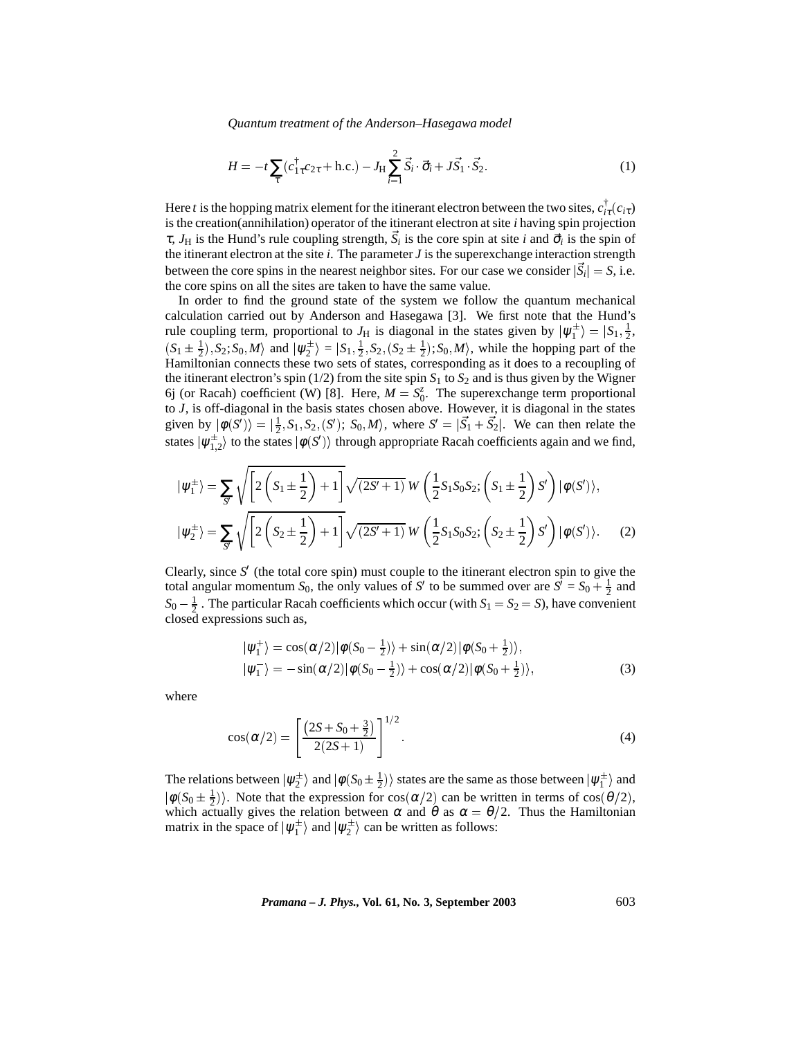$$H = -t\sum_{\tau}(c_{1\tau}^{\dagger}c_{2\tau} + \text{h.c.}) - J_{\text{H}}\sum_{i=1}^{2}\vec{S}_i\cdot\vec{\sigma}_i + J\vec{S}_1\cdot\vec{S}_2. \tag{1}$$

Here $t$ is the hopping matrix element for the itinerant electron between the two sites, $c_{i\tau}^{\dagger}(c_{i\tau})$ is the creation(annihilation) operator of the itinerant electron at site $i$ having spin projection $\tau$, $J_{\text{H}}$ is the Hund's rule coupling strength, $\vec{S}_i$ is the core spin at site $i$ and $\vec{\sigma}_i$ is the spin of the itinerant electron at the site $i$. The parameter $J$ is the superexchange interaction strength between the core spins in the nearest neighbor sites. For our case we consider $|\vec{S}_i| = S$, i.e. the core spins on all the sites are taken to have the same value.

In order to find the ground state of the system we follow the quantum mechanical calculation carried out by Anderson and Hasegawa [3]. We first note that the Hund's rule coupling term, proportional to $J_{\text{H}}$ is diagonal in the states given by $|\psi_1^{\pm}\rangle = |S_1, \frac{1}{2}, (S_1 \pm \frac{1}{2}), S_2; S_0, M\rangle$ and $|\psi_2^{\pm}\rangle = |S_1, \frac{1}{2}, S_2, (S_2 \pm \frac{1}{2}); S_0, M\rangle$, while the hopping part of the Hamiltonian connects these two sets of states, corresponding as it does to a recoupling of the itinerant electron's spin (1/2) from the site spin $S_1$ to $S_2$ and is thus given by the Wigner 6j (or Racah) coefficient (W) [8]. Here, $M = S_0^z$. The superexchange term proportional to $J$, is off-diagonal in the basis states chosen above. However, it is diagonal in the states given by $|\phi(S')\rangle = |\frac{1}{2}, S_1, S_2, (S'); S_0, M\rangle$, where $S' = |\vec{S}_1 + \vec{S}_2|$. We can then relate the states $|\psi_{1,2}^{\pm}\rangle$ to the states $|\phi(S')\rangle$ through appropriate Racah coefficients again and we find,

$$
\begin{aligned}
|\psi_1^{\pm}\rangle &= \sum_{S'}\sqrt{\left[2\left(S_1 \pm \frac{1}{2}\right)+1\right]}\sqrt{(2S'+1)}\, W\left(\frac{1}{2}S_1S_0S_2; \left(S_1 \pm \frac{1}{2}\right)S'\right)|\phi(S')\rangle,\\
|\psi_2^{\pm}\rangle &= \sum_{S'}\sqrt{\left[2\left(S_2 \pm \frac{1}{2}\right)+1\right]}\sqrt{(2S'+1)}\, W\left(\frac{1}{2}S_1S_0S_2; \left(S_2 \pm \frac{1}{2}\right)S'\right)|\phi(S')\rangle.
\end{aligned} \tag{2}
$$

Clearly, since $S'$ (the total core spin) must couple to the itinerant electron spin to give the total angular momentum $S_0$, the only values of $S'$ to be summed over are $S' = S_0 + \frac{1}{2}$ and $S_0 - \frac{1}{2}$. The particular Racah coefficients which occur (with $S_1 = S_2 = S$), have convenient closed expressions such as,

$$
\begin{aligned}
|\psi_1^{+}\rangle &= \cos(\alpha/2)|\phi(S_0 - \tfrac{1}{2})\rangle + \sin(\alpha/2)|\phi(S_0 + \tfrac{1}{2})\rangle,\\
|\psi_1^{-}\rangle &= -\sin(\alpha/2)|\phi(S_0 - \tfrac{1}{2})\rangle + \cos(\alpha/2)|\phi(S_0 + \tfrac{1}{2})\rangle,
\end{aligned} \tag{3}
$$

where

$$\cos(\alpha/2) = \left[\frac{\left(2S + S_0 + \frac{3}{2}\right)}{2(2S+1)}\right]^{1/2}. \tag{4}$$

The relations between $|\psi_2^{\pm}\rangle$ and $|\phi(S_0 \pm \frac{1}{2})\rangle$ states are the same as those between $|\psi_1^{\pm}\rangle$ and $|\phi(S_0 \pm \frac{1}{2})\rangle$. Note that the expression for $\cos(\alpha/2)$ can be written in terms of $\cos(\theta/2)$, which actually gives the relation between $\alpha$ and $\theta$ as $\alpha = \theta/2$. Thus the Hamiltonian matrix in the space of $|\psi_1^{\pm}\rangle$ and $|\psi_2^{\pm}\rangle$ can be written as follows: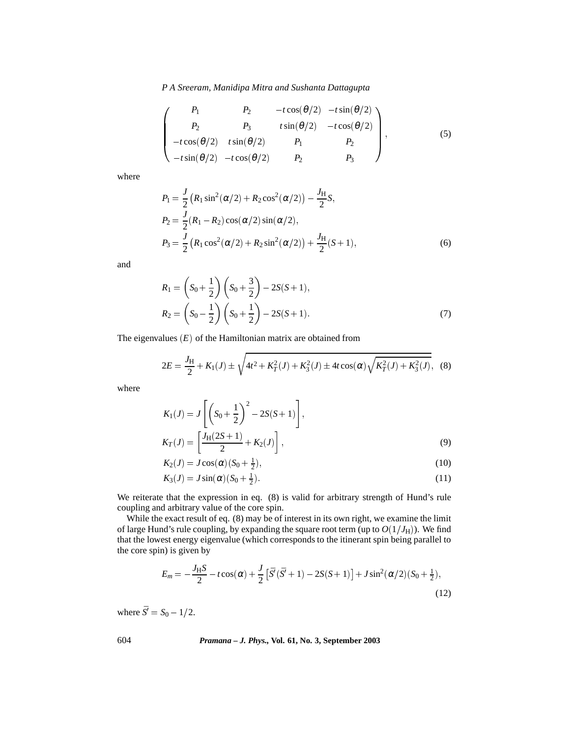$$
\begin{pmatrix}
P_1 & P_2 & -t\cos(\theta/2) & -t\sin(\theta/2) \\
P_2 & P_3 & t\sin(\theta/2) & -t\cos(\theta/2) \\
-t\cos(\theta/2) & t\sin(\theta/2) & P_1 & P_2 \\
-t\sin(\theta/2) & -t\cos(\theta/2) & P_2 & P_3
\end{pmatrix}, \tag{5}
$$

where

$$
\begin{aligned}
P_1 &= \frac{J}{2}\left(R_1\sin^2(\alpha/2) + R_2\cos^2(\alpha/2)\right) - \frac{J_{\mathrm{H}}}{2}S, \\
P_2 &= \frac{J}{2}(R_1 - R_2)\cos(\alpha/2)\sin(\alpha/2), \\
P_3 &= \frac{J}{2}\left(R_1\cos^2(\alpha/2) + R_2\sin^2(\alpha/2)\right) + \frac{J_{\mathrm{H}}}{2}(S+1),
\end{aligned} \tag{6}
$$

and

$$
\begin{aligned}
R_1 &= \left(S_0 + \frac{1}{2}\right)\left(S_0 + \frac{3}{2}\right) - 2S(S+1), \\
R_2 &= \left(S_0 - \frac{1}{2}\right)\left(S_0 + \frac{1}{2}\right) - 2S(S+1).
\end{aligned} \tag{7}
$$

The eigenvalues $(E)$ of the Hamiltonian matrix are obtained from

$$
2E = \frac{J_{\mathrm{H}}}{2} + K_1(J) \pm \sqrt{4t^2 + K_T^2(J) + K_3^2(J) \pm 4t\cos(\alpha)\sqrt{K_T^2(J) + K_3^2(J)}}, \tag{8}
$$

where

$$
\begin{aligned}
K_1(J) &= J\left[\left(S_0 + \frac{1}{2}\right)^2 - 2S(S+1)\right], \\
K_T(J) &= \left[\frac{J_{\mathrm{H}}(2S+1)}{2} + K_2(J)\right],
\end{aligned} \tag{9}
$$

$$
K_2(J) = J\cos(\alpha)(S_0 + \tfrac{1}{2}), \tag{10}
$$

$$
K_3(J) = J\sin(\alpha)(S_0 + \tfrac{1}{2}). \tag{11}
$$

We reiterate that the expression in eq. (8) is valid for arbitrary strength of Hund's rule coupling and arbitrary value of the core spin.

While the exact result of eq. (8) may be of interest in its own right, we examine the limit of large Hund's rule coupling, by expanding the square root term (up to $O(1/J_{\mathrm{H}})$). We find that the lowest energy eigenvalue (which corresponds to the itinerant spin being parallel to the core spin) is given by

$$
E_m = -\frac{J_{\mathrm{H}}S}{2} - t\cos(\alpha) + \frac{J}{2}\left[\bar{S}'(\bar{S}'+1) - 2S(S+1)\right] + J\sin^2(\alpha/2)(S_0 + \tfrac{1}{2}), \tag{12}
$$

where $\bar{S}' = S_0 - 1/2$.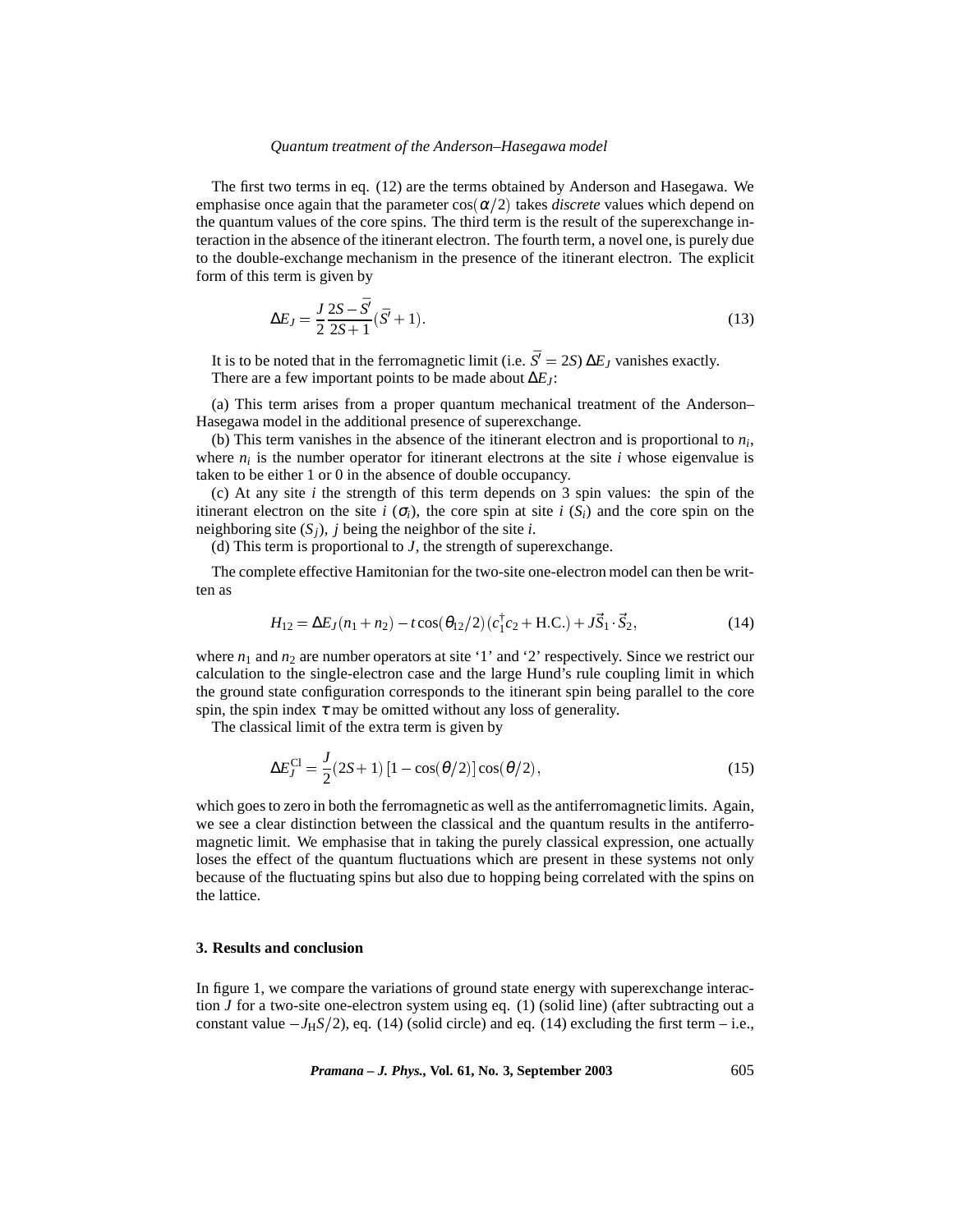The first two terms in eq. (12) are the terms obtained by Anderson and Hasegawa. We emphasise once again that the parameter $\cos(\alpha/2)$ takes *discrete* values which depend on the quantum values of the core spins. The third term is the result of the superexchange interaction in the absence of the itinerant electron. The fourth term, a novel one, is purely due to the double-exchange mechanism in the presence of the itinerant electron. The explicit form of this term is given by

$$\Delta E_J = \frac{J}{2}\frac{2S - \bar{S'}}{2S+1}(\bar{S'}+1). \tag{13}$$

It is to be noted that in the ferromagnetic limit (i.e. $\bar{S'} = 2S$) $\Delta E_J$ vanishes exactly.

There are a few important points to be made about $\Delta E_J$:

(a) This term arises from a proper quantum mechanical treatment of the Anderson–Hasegawa model in the additional presence of superexchange.

(b) This term vanishes in the absence of the itinerant electron and is proportional to $n_i$, where $n_i$ is the number operator for itinerant electrons at the site $i$ whose eigenvalue is taken to be either 1 or 0 in the absence of double occupancy.

(c) At any site $i$ the strength of this term depends on 3 spin values: the spin of the itinerant electron on the site $i$ ($\sigma_i$), the core spin at site $i$ ($S_i$) and the core spin on the neighboring site ($S_j$), $j$ being the neighbor of the site $i$.

(d) This term is proportional to $J$, the strength of superexchange.

The complete effective Hamitonian for the two-site one-electron model can then be written as

$$H_{12} = \Delta E_J(n_1 + n_2) - t\cos(\theta_{12}/2)(c_1^\dagger c_2 + \text{H.C.}) + J\vec{S}_1\cdot\vec{S}_2, \tag{14}$$

where $n_1$ and $n_2$ are number operators at site '1' and '2' respectively. Since we restrict our calculation to the single-electron case and the large Hund's rule coupling limit in which the ground state configuration corresponds to the itinerant spin being parallel to the core spin, the spin index $\tau$ may be omitted without any loss of generality.

The classical limit of the extra term is given by

$$\Delta E_J^{\text{Cl}} = \frac{J}{2}(2S+1)\,[1-\cos(\theta/2)]\cos(\theta/2), \tag{15}$$

which goes to zero in both the ferromagnetic as well as the antiferromagnetic limits. Again, we see a clear distinction between the classical and the quantum results in the antiferromagnetic limit. We emphasise that in taking the purely classical expression, one actually loses the effect of the quantum fluctuations which are present in these systems not only because of the fluctuating spins but also due to hopping being correlated with the spins on the lattice.

## 3. Results and conclusion

In figure 1, we compare the variations of ground state energy with superexchange interaction $J$ for a two-site one-electron system using eq. (1) (solid line) (after subtracting out a constant value $-J_{\text{H}}S/2$), eq. (14) (solid circle) and eq. (14) excluding the first term – i.e.,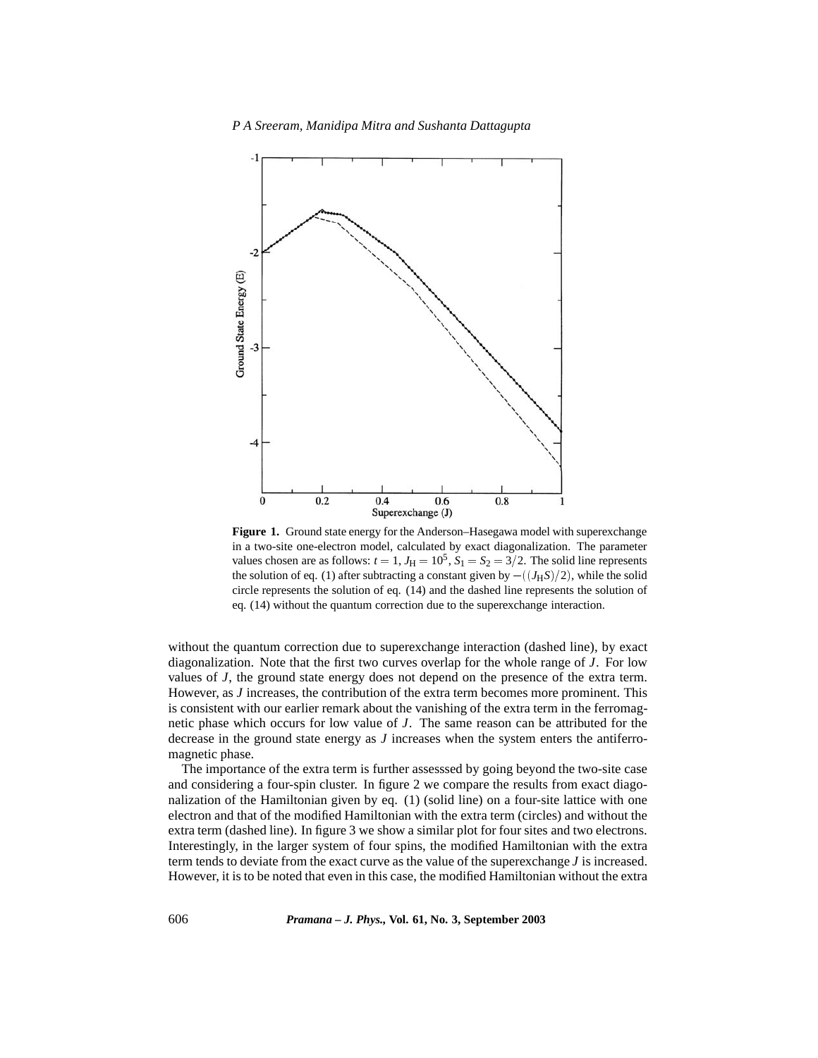**Figure 1.** Ground state energy for the Anderson–Hasegawa model with superexchange in a two-site one-electron model, calculated by exact diagonalization. The parameter values chosen are as follows: $t = 1$, $J_{\mathrm{H}} = 10^5$, $S_1 = S_2 = 3/2$. The solid line represents the solution of eq. (1) after subtracting a constant given by $-((J_{\mathrm{H}}S)/2)$, while the solid circle represents the solution of eq. (14) and the dashed line represents the solution of eq. (14) without the quantum correction due to the superexchange interaction.

without the quantum correction due to superexchange interaction (dashed line), by exact diagonalization. Note that the first two curves overlap for the whole range of $J$. For low values of $J$, the ground state energy does not depend on the presence of the extra term. However, as $J$ increases, the contribution of the extra term becomes more prominent. This is consistent with our earlier remark about the vanishing of the extra term in the ferromagnetic phase which occurs for low value of $J$. The same reason can be attributed for the decrease in the ground state energy as $J$ increases when the system enters the antiferromagnetic phase.

The importance of the extra term is further assesssed by going beyond the two-site case and considering a four-spin cluster. In figure 2 we compare the results from exact diagonalization of the Hamiltonian given by eq. (1) (solid line) on a four-site lattice with one electron and that of the modified Hamiltonian with the extra term (circles) and without the extra term (dashed line). In figure 3 we show a similar plot for four sites and two electrons. Interestingly, in the larger system of four spins, the modified Hamiltonian with the extra term tends to deviate from the exact curve as the value of the superexchange $J$ is increased. However, it is to be noted that even in this case, the modified Hamiltonian without the extra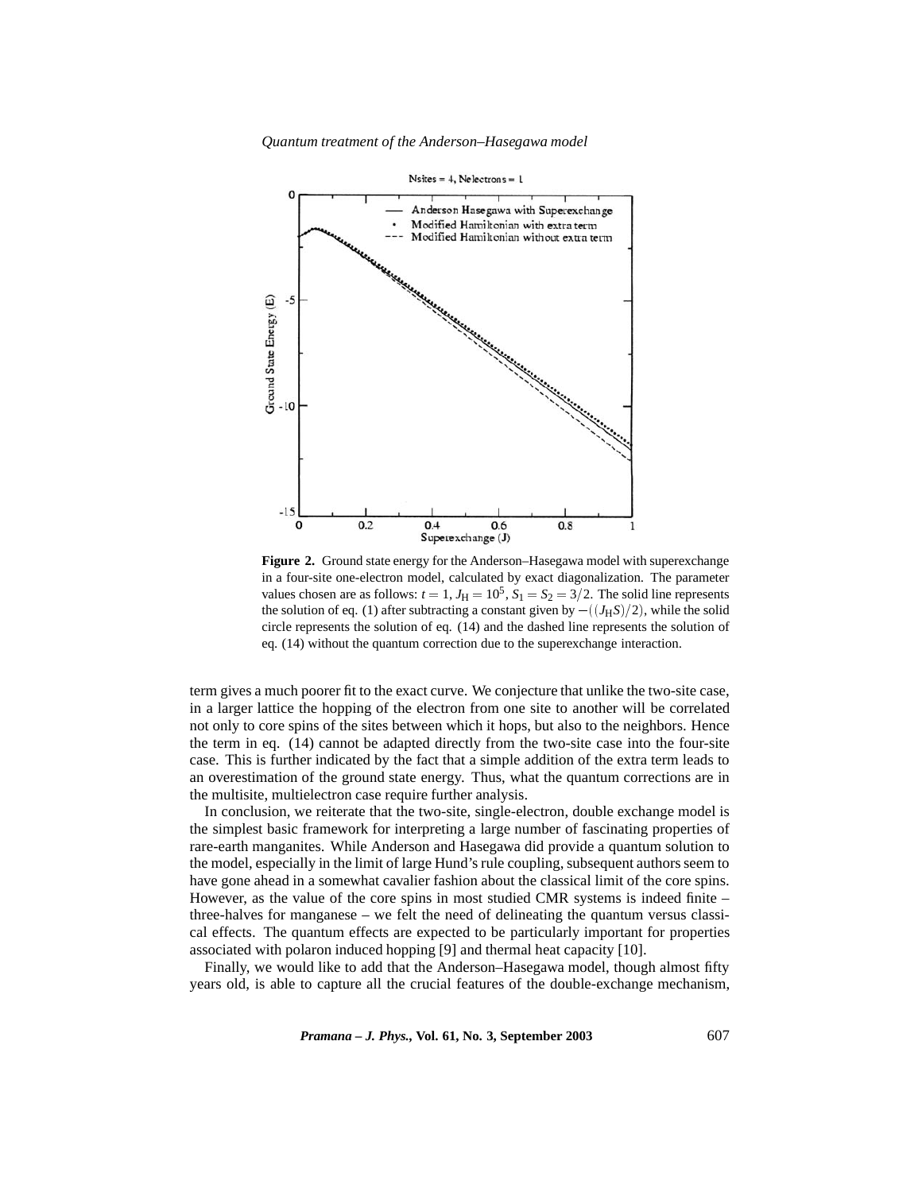**Figure 2.** Ground state energy for the Anderson–Hasegawa model with superexchange in a four-site one-electron model, calculated by exact diagonalization. The parameter values chosen are as follows: $t = 1$, $J_{\rm H} = 10^5$, $S_1 = S_2 = 3/2$. The solid line represents the solution of eq. (1) after subtracting a constant given by $-((J_{\rm H}S)/2)$, while the solid circle represents the solution of eq. (14) and the dashed line represents the solution of eq. (14) without the quantum correction due to the superexchange interaction.

term gives a much poorer fit to the exact curve. We conjecture that unlike the two-site case, in a larger lattice the hopping of the electron from one site to another will be correlated not only to core spins of the sites between which it hops, but also to the neighbors. Hence the term in eq. (14) cannot be adapted directly from the two-site case into the four-site case. This is further indicated by the fact that a simple addition of the extra term leads to an overestimation of the ground state energy. Thus, what the quantum corrections are in the multisite, multielectron case require further analysis.

In conclusion, we reiterate that the two-site, single-electron, double exchange model is the simplest basic framework for interpreting a large number of fascinating properties of rare-earth manganites. While Anderson and Hasegawa did provide a quantum solution to the model, especially in the limit of large Hund's rule coupling, subsequent authors seem to have gone ahead in a somewhat cavalier fashion about the classical limit of the core spins. However, as the value of the core spins in most studied CMR systems is indeed finite – three-halves for manganese – we felt the need of delineating the quantum versus classical effects. The quantum effects are expected to be particularly important for properties associated with polaron induced hopping [9] and thermal heat capacity [10].

Finally, we would like to add that the Anderson–Hasegawa model, though almost fifty years old, is able to capture all the crucial features of the double-exchange mechanism,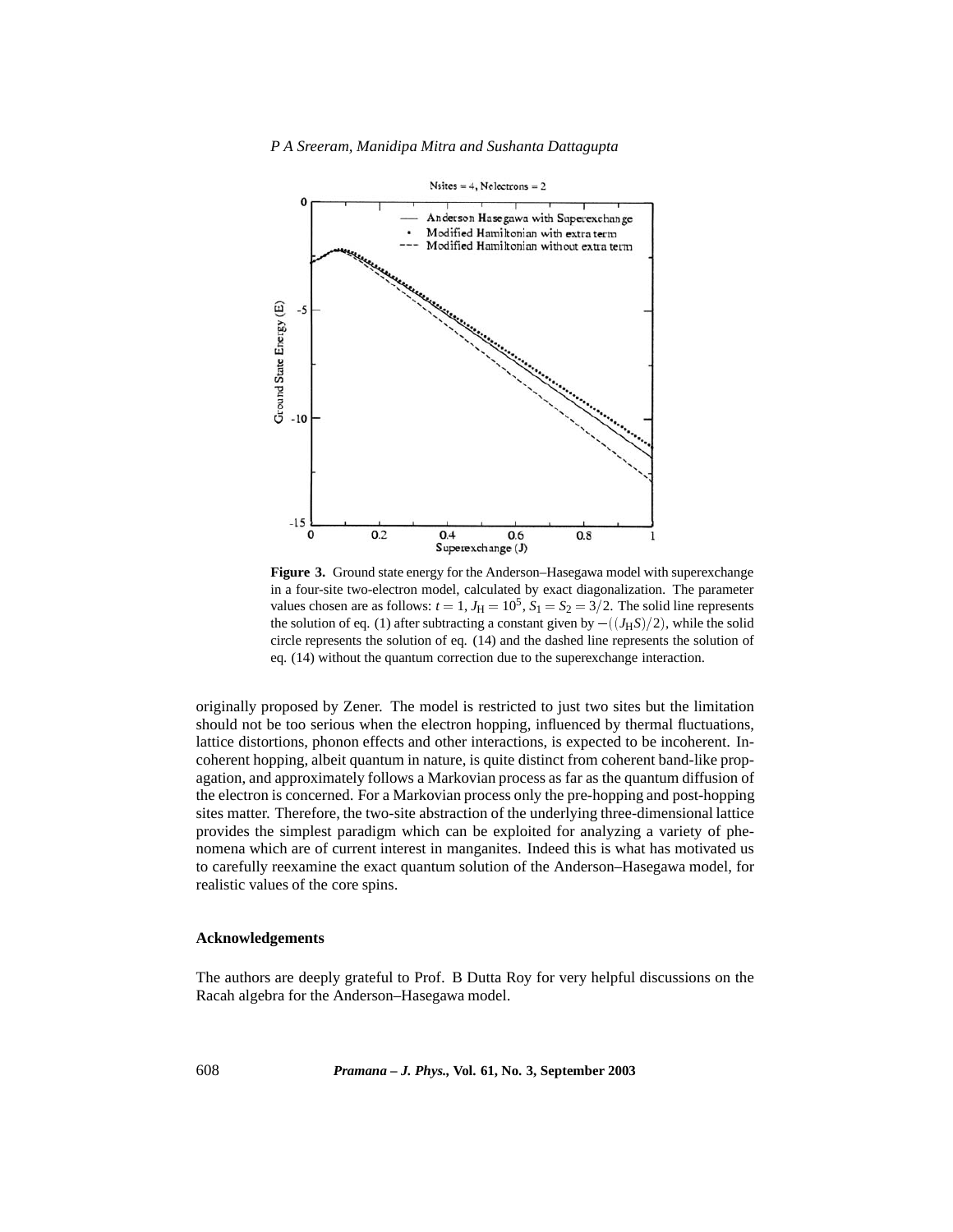**Figure 3.** Ground state energy for the Anderson–Hasegawa model with superexchange in a four-site two-electron model, calculated by exact diagonalization. The parameter values chosen are as follows: $t = 1$, $J_{\mathrm{H}} = 10^5$, $S_1 = S_2 = 3/2$. The solid line represents the solution of eq. (1) after subtracting a constant given by $-((J_{\mathrm{H}}S)/2)$, while the solid circle represents the solution of eq. (14) and the dashed line represents the solution of eq. (14) without the quantum correction due to the superexchange interaction.

originally proposed by Zener. The model is restricted to just two sites but the limitation should not be too serious when the electron hopping, influenced by thermal fluctuations, lattice distortions, phonon effects and other interactions, is expected to be incoherent. Incoherent hopping, albeit quantum in nature, is quite distinct from coherent band-like propagation, and approximately follows a Markovian process as far as the quantum diffusion of the electron is concerned. For a Markovian process only the pre-hopping and post-hopping sites matter. Therefore, the two-site abstraction of the underlying three-dimensional lattice provides the simplest paradigm which can be exploited for analyzing a variety of phenomena which are of current interest in manganites. Indeed this is what has motivated us to carefully reexamine the exact quantum solution of the Anderson–Hasegawa model, for realistic values of the core spins.

### Acknowledgements

The authors are deeply grateful to Prof. B Dutta Roy for very helpful discussions on the Racah algebra for the Anderson–Hasegawa model.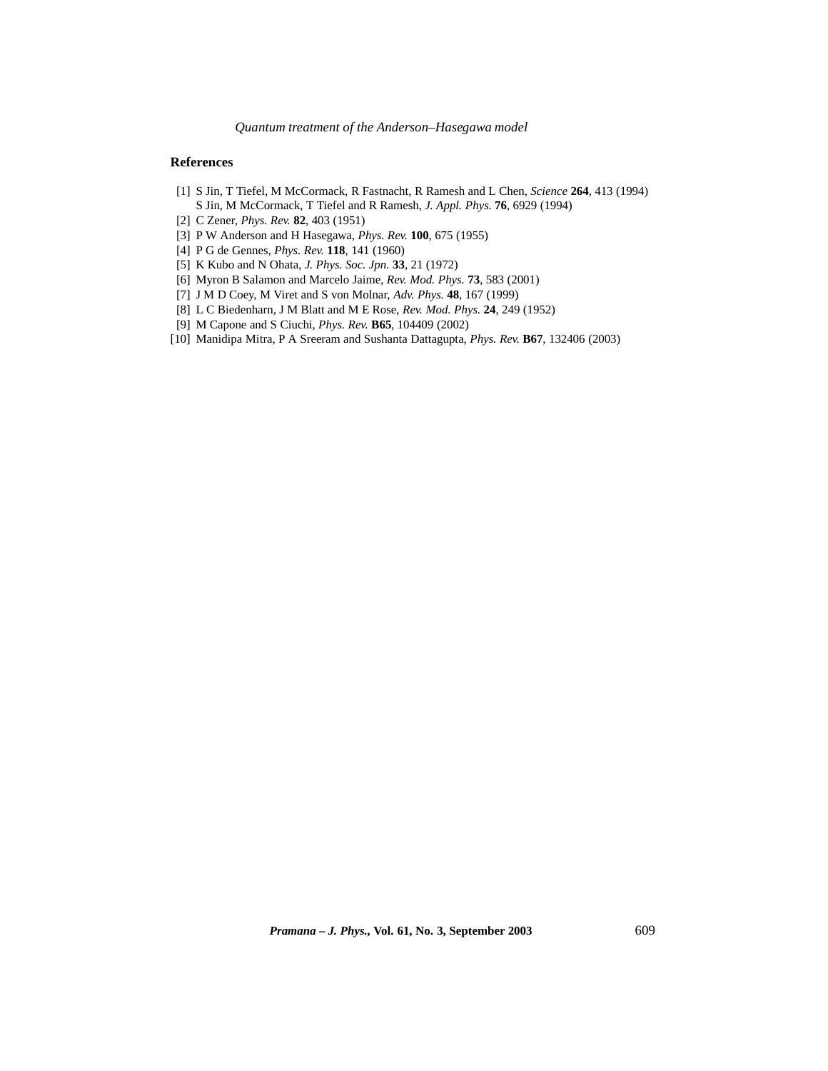## References

[1] S Jin, T Tiefel, M McCormack, R Fastnacht, R Ramesh and L Chen, *Science* **264**, 413 (1994)
S Jin, M McCormack, T Tiefel and R Ramesh, *J. Appl. Phys.* **76**, 6929 (1994)

[2] C Zener, *Phys. Rev.* **82**, 403 (1951)

[3] P W Anderson and H Hasegawa, *Phys. Rev.* **100**, 675 (1955)

[4] P G de Gennes, *Phys. Rev.* **118**, 141 (1960)

[5] K Kubo and N Ohata, *J. Phys. Soc. Jpn.* **33**, 21 (1972)

[6] Myron B Salamon and Marcelo Jaime, *Rev. Mod. Phys.* **73**, 583 (2001)

[7] J M D Coey, M Viret and S von Molnar, *Adv. Phys.* **48**, 167 (1999)

[8] L C Biedenharn, J M Blatt and M E Rose, *Rev. Mod. Phys.* **24**, 249 (1952)

[9] M Capone and S Ciuchi, *Phys. Rev.* **B65**, 104409 (2002)

[10] Manidipa Mitra, P A Sreeram and Sushanta Dattagupta, *Phys. Rev.* **B67**, 132406 (2003)